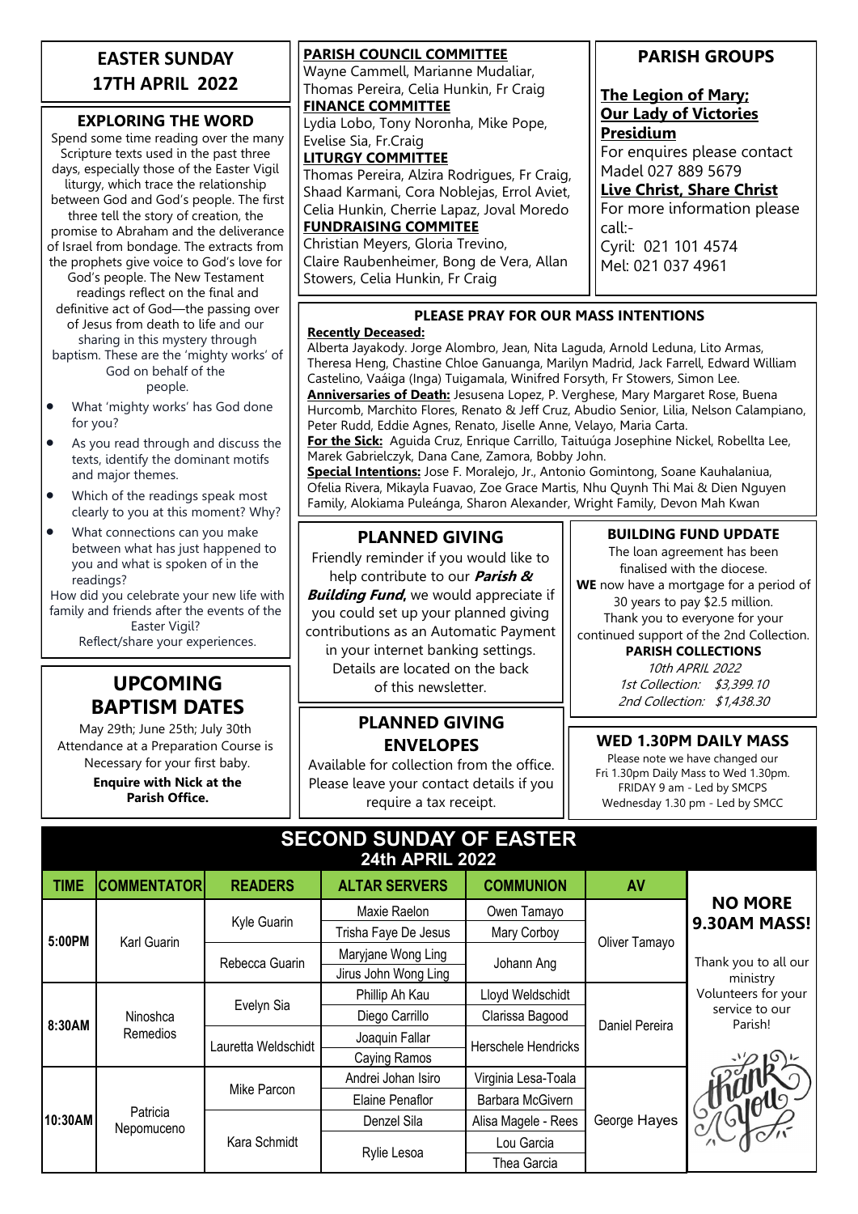# EASTER SUNDAY 17TH APRIL 2022

## EXPLORING THE WORD

Spend some time reading over the many Scripture texts used in the past three days, especially those of the Easter Vigil liturgy, which trace the relationship between God and God's people. The first three tell the story of creation, the promise to Abraham and the deliverance of Israel from bondage. The extracts from the prophets give voice to God's love for God's people. The New Testament readings reflect on the final and definitive act of God—the passing over of Jesus from death to life and our sharing in this mystery through baptism. These are the 'mighty works' of God on behalf of the people.

- What 'mighty works' has God done for you?
- As you read through and discuss the texts, identify the dominant motifs and major themes.
- Which of the readings speak most clearly to you at this moment? Why?
- What connections can you make between what has just happened to you and what is spoken of in the readings?

How did you celebrate your new life with family and friends after the events of the Easter Vigil?
Reflect/share your experiences.

## UPCOMING BAPTISM DATES

May 29th; June 25th; July 30th
Attendance at a Preparation Course is Necessary for your first baby.
**Enquire with Nick at the Parish Office.**

**PARISH COUNCIL COMMITTEE**
Wayne Cammell, Marianne Mudaliar, Thomas Pereira, Celia Hunkin, Fr Craig

**FINANCE COMMITTEE**
Lydia Lobo, Tony Noronha, Mike Pope, Evelise Sia, Fr.Craig

**LITURGY COMMITTEE**
Thomas Pereira, Alzira Rodrigues, Fr Craig, Shaad Karmani, Cora Noblejas, Errol Aviet, Celia Hunkin, Cherrie Lapaz, Joval Moredo

**FUNDRAISING COMMITEE**
Christian Meyers, Gloria Trevino, Claire Raubenheimer, Bong de Vera, Allan Stowers, Celia Hunkin, Fr Craig

## PARISH GROUPS

**The Legion of Mary; Our Lady of Victories Presidium**
For enquires please contact Madel 027 889 5679

**Live Christ, Share Christ**
For more information please call:-
Cyril: 021 101 4574
Mel: 021 037 4961

## PLEASE PRAY FOR OUR MASS INTENTIONS

**Recently Deceased:** Alberta Jayakody. Jorge Alombro, Jean, Nita Laguda, Arnold Leduna, Lito Armas, Theresa Heng, Chastine Chloe Ganuanga, Marilyn Madrid, Jack Farrell, Edward William Castelino, Vaáiga (Inga) Tuigamala, Winifred Forsyth, Fr Stowers, Simon Lee.

**Anniversaries of Death:** Jesusena Lopez, P. Verghese, Mary Margaret Rose, Buena Hurcomb, Marchito Flores, Renato & Jeff Cruz, Abudio Senior, Lilia, Nelson Calampiano, Peter Rudd, Eddie Agnes, Renato, Jiselle Anne, Velayo, Maria Carta.

**For the Sick:** Aguida Cruz, Enrique Carrillo, Taituúga Josephine Nickel, Robellta Lee, Marek Gabrielczyk, Dana Cane, Zamora, Bobby John.

**Special Intentions:** Jose F. Moralejo, Jr., Antonio Gomintong, Soane Kauhalaniua, Ofelia Rivera, Mikayla Fuavao, Zoe Grace Martis, Nhu Quynh Thi Mai & Dien Nguyen Family, Alokiama Puleánga, Sharon Alexander, Wright Family, Devon Mah Kwan

## PLANNED GIVING

Friendly reminder if you would like to help contribute to our ***Parish & Building Fund***, we would appreciate if you could set up your planned giving contributions as an Automatic Payment in your internet banking settings. Details are located on the back of this newsletter.

## PLANNED GIVING ENVELOPES

Available for collection from the office. Please leave your contact details if you require a tax receipt.

## BUILDING FUND UPDATE

The loan agreement has been finalised with the diocese.
**WE** now have a mortgage for a period of 30 years to pay $2.5 million.
Thank you to everyone for your continued support of the 2nd Collection.

**PARISH COLLECTIONS**
*10th APRIL 2022*
*1st Collection: $3,399.10*
*2nd Collection: $1,438.30*

## WED 1.30PM DAILY MASS

Please note we have changed our Fri 1.30pm Daily Mass to Wed 1.30pm.
FRIDAY 9 am - Led by SMCPS
Wednesday 1.30 pm - Led by SMCC

## SECOND SUNDAY OF EASTER
### 24th APRIL 2022

| TIME | COMMENTATOR | READERS | ALTAR SERVERS | COMMUNION | AV |
|---|---|---|---|---|---|
| 5:00PM | Karl Guarin | Kyle Guarin | Maxie Raelon | Owen Tamayo | Oliver Tamayo |
| | | | Trisha Faye De Jesus | Mary Corboy | |
| | | Rebecca Guarin | Maryjane Wong Ling | Johann Ang | |
| | | | Jirus John Wong Ling | | |
| 8:30AM | Ninoshca Remedios | Evelyn Sia | Phillip Ah Kau | Lloyd Weldschidt | Daniel Pereira |
| | | | Diego Carrillo | Clarissa Bagood | |
| | | Lauretta Weldschidt | Joaquin Fallar | Herschele Hendricks | |
| | | | Caying Ramos | | |
| 10:30AM | Patricia Nepomuceno | Mike Parcon | Andrei Johan Isiro | Virginia Lesa-Toala | George Hayes |
| | | | Elaine Penaflor | Barbara McGivern | |
| | | Kara Schmidt | Denzel Sila | Alisa Magele - Rees | |
| | | | Rylie Lesoa | Lou Garcia | |
| | | | | Thea Garcia | |

## NO MORE 9.30AM MASS!

Thank you to all our ministry Volunteers for your service to our Parish!

Thank you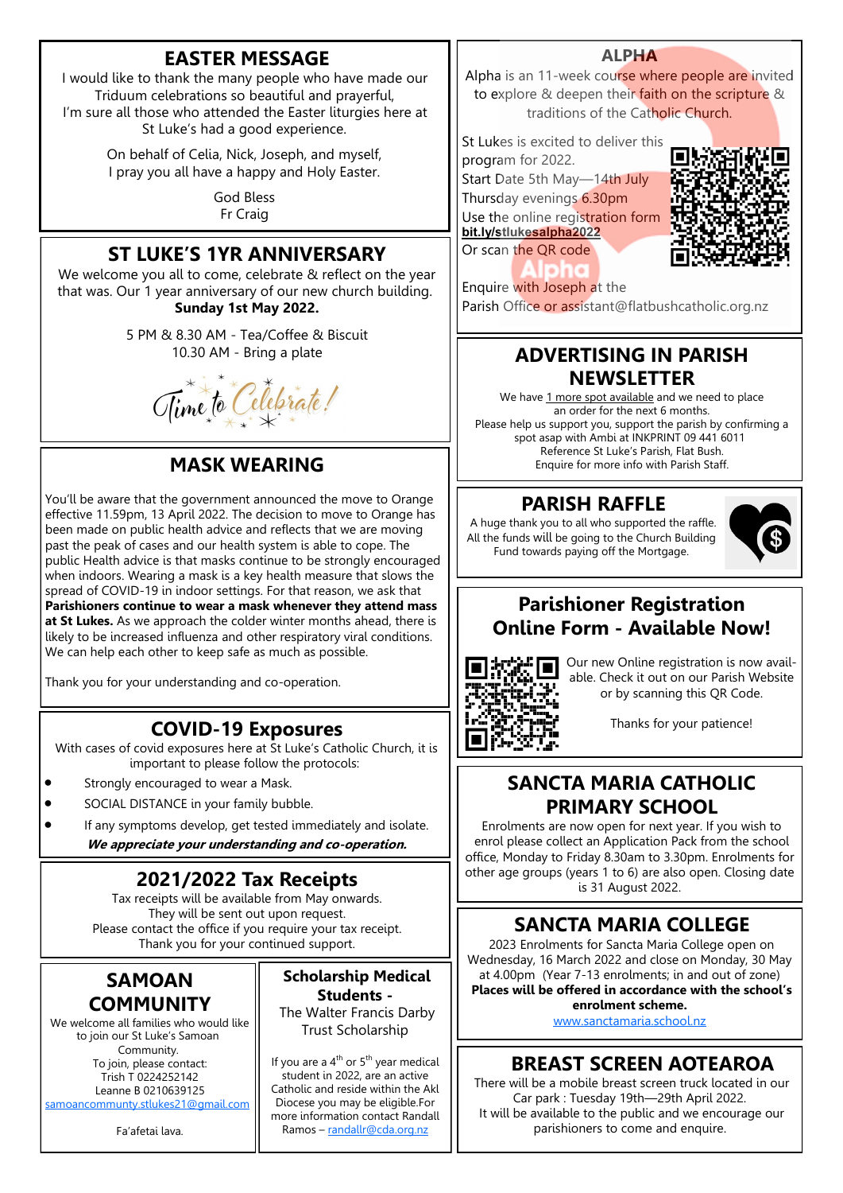## EASTER MESSAGE

I would like to thank the many people who have made our Triduum celebrations so beautiful and prayerful,
I'm sure all those who attended the Easter liturgies here at St Luke's had a good experience.

On behalf of Celia, Nick, Joseph, and myself,
I pray you all have a happy and Holy Easter.

God Bless
Fr Craig

## ST LUKE'S 1YR ANNIVERSARY

We welcome you all to come, celebrate & reflect on the year that was. Our 1 year anniversary of our new church building.
**Sunday 1st May 2022.**

5 PM & 8.30 AM - Tea/Coffee & Biscuit
10.30 AM - Bring a plate

Time to Celebrate!

## MASK WEARING

You'll be aware that the government announced the move to Orange effective 11.59pm, 13 April 2022. The decision to move to Orange has been made on public health advice and reflects that we are moving past the peak of cases and our health system is able to cope. The public Health advice is that masks continue to be strongly encouraged when indoors. Wearing a mask is a key health measure that slows the spread of COVID-19 in indoor settings. For that reason, we ask that **Parishioners continue to wear a mask whenever they attend mass at St Lukes.** As we approach the colder winter months ahead, there is likely to be increased influenza and other respiratory viral conditions. We can help each other to keep safe as much as possible.

Thank you for your understanding and co-operation.

## COVID-19 Exposures

With cases of covid exposures here at St Luke's Catholic Church, it is important to please follow the protocols:

- Strongly encouraged to wear a Mask.
- SOCIAL DISTANCE in your family bubble.
- If any symptoms develop, get tested immediately and isolate.

***We appreciate your understanding and co-operation.***

## 2021/2022 Tax Receipts

Tax receipts will be available from May onwards.
They will be sent out upon request.
Please contact the office if you require your tax receipt.
Thank you for your continued support.

## SAMOAN COMMUNITY

We welcome all families who would like to join our St Luke's Samoan Community.
To join, please contact:
Trish T 0224252142
Leanne B 0210639125
samoancommunty.stlukes21@gmail.com

Fa'afetai lava.

## Scholarship Medical Students - The Walter Francis Darby Trust Scholarship

If you are a 4th or 5th year medical student in 2022, are an active Catholic and reside within the Akl Diocese you may be eligible.For more information contact Randall Ramos – randallr@cda.org.nz

## ALPHA

Alpha is an 11-week course where people are invited to explore & deepen their faith on the scripture & traditions of the Catholic Church.

St Lukes is excited to deliver this program for 2022.
Start Date 5th May—14th July
Thursday evenings 6.30pm
Use the online registration form
**bit.ly/stlukesalpha2022**
Or scan the QR code

Enquire with Joseph at the Parish Office or assistant@flatbushcatholic.org.nz

## ADVERTISING IN PARISH NEWSLETTER

We have 1 more spot available and we need to place an order for the next 6 months.
Please help us support you, support the parish by confirming a spot asap with Ambi at INKPRINT 09 441 6011
Reference St Luke's Parish, Flat Bush.
Enquire for more info with Parish Staff.

## PARISH RAFFLE

A huge thank you to all who supported the raffle. All the funds will be going to the Church Building Fund towards paying off the Mortgage.

## Parishioner Registration Online Form - Available Now!

Our new Online registration is now available. Check it out on our Parish Website or by scanning this QR Code.

Thanks for your patience!

## SANCTA MARIA CATHOLIC PRIMARY SCHOOL

Enrolments are now open for next year. If you wish to enrol please collect an Application Pack from the school office, Monday to Friday 8.30am to 3.30pm. Enrolments for other age groups (years 1 to 6) are also open. Closing date is 31 August 2022.

## SANCTA MARIA COLLEGE

2023 Enrolments for Sancta Maria College open on Wednesday, 16 March 2022 and close on Monday, 30 May at 4.00pm (Year 7-13 enrolments; in and out of zone)
**Places will be offered in accordance with the school's enrolment scheme.**
www.sanctamaria.school.nz

## BREAST SCREEN AOTEAROA

There will be a mobile breast screen truck located in our Car park : Tuesday 19th—29th April 2022.
It will be available to the public and we encourage our parishioners to come and enquire.